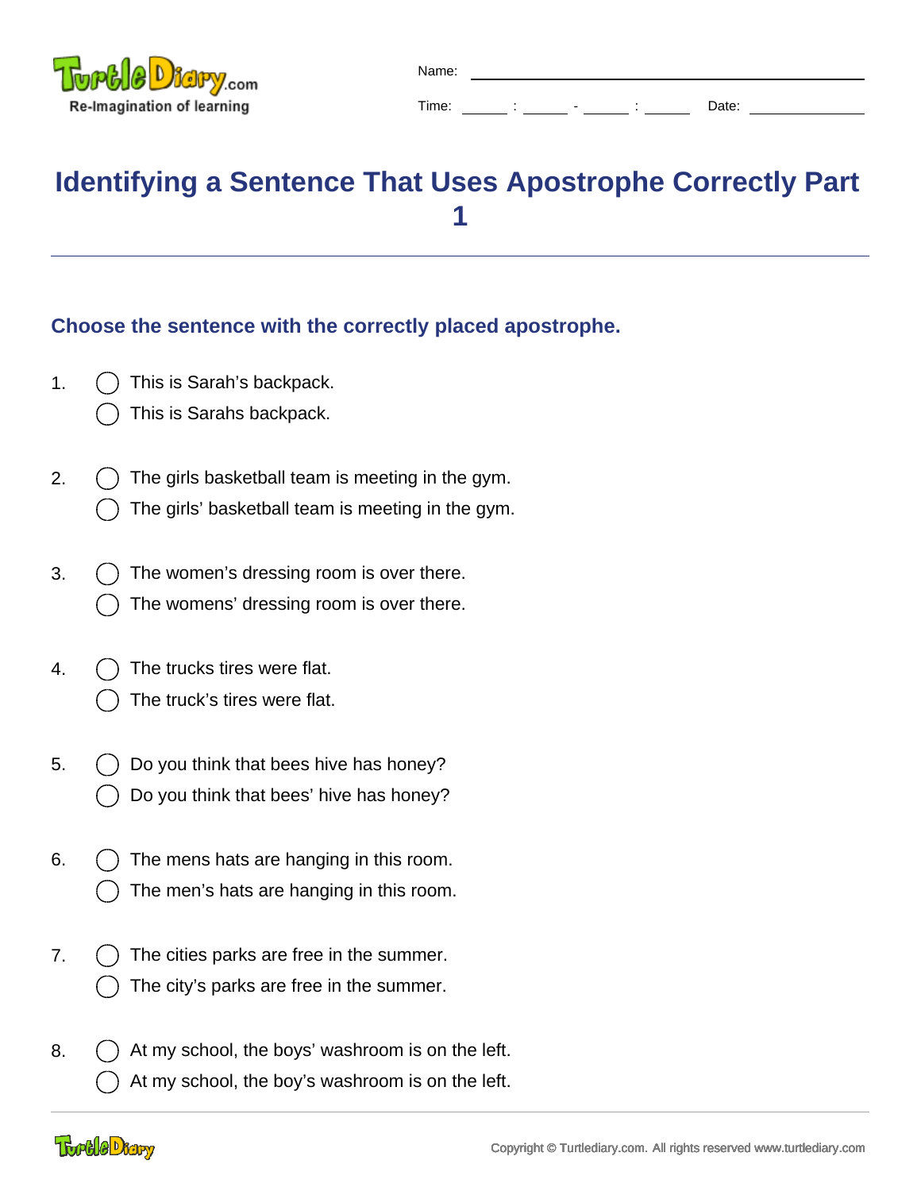Name: ______________________________

Time: ____ : ____ - ____ : ____ Date: ____________

# Identifying a Sentence That Uses Apostrophe Correctly Part 1

## Choose the sentence with the correctly placed apostrophe.

1. ◯ This is Sarah’s backpack.
   ◯ This is Sarahs backpack.

2. ◯ The girls basketball team is meeting in the gym.
   ◯ The girls’ basketball team is meeting in the gym.

3. ◯ The women’s dressing room is over there.
   ◯ The womens’ dressing room is over there.

4. ◯ The trucks tires were flat.
   ◯ The truck’s tires were flat.

5. ◯ Do you think that bees hive has honey?
   ◯ Do you think that bees’ hive has honey?

6. ◯ The mens hats are hanging in this room.
   ◯ The men’s hats are hanging in this room.

7. ◯ The cities parks are free in the summer.
   ◯ The city’s parks are free in the summer.

8. ◯ At my school, the boys’ washroom is on the left.
   ◯ At my school, the boy’s washroom is on the left.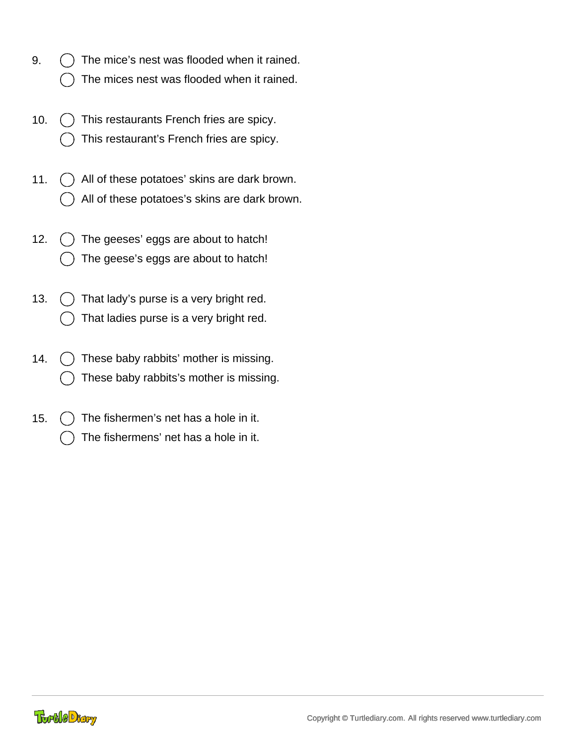9. ◯ The mice’s nest was flooded when it rained.
   ◯ The mices nest was flooded when it rained.

10. ◯ This restaurants French fries are spicy.
    ◯ This restaurant’s French fries are spicy.

11. ◯ All of these potatoes’ skins are dark brown.
    ◯ All of these potatoes’s skins are dark brown.

12. ◯ The geeses’ eggs are about to hatch!
    ◯ The geese’s eggs are about to hatch!

13. ◯ That lady’s purse is a very bright red.
    ◯ That ladies purse is a very bright red.

14. ◯ These baby rabbits’ mother is missing.
    ◯ These baby rabbits’s mother is missing.

15. ◯ The fishermen’s net has a hole in it.
    ◯ The fishermens’ net has a hole in it.